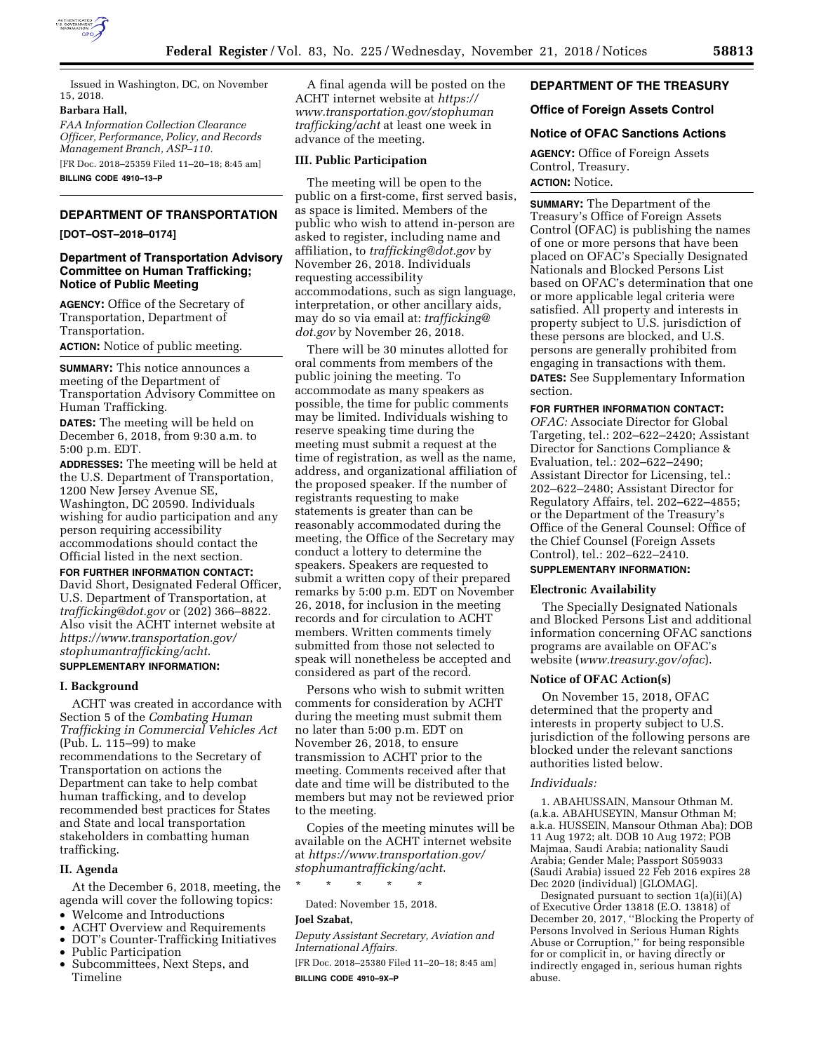Issued in Washington, DC, on November 15, 2018.

**Barbara Hall,**

*FAA Information Collection Clearance Officer, Performance, Policy, and Records Management Branch, ASP–110.*

[FR Doc. 2018–25359 Filed 11–20–18; 8:45 am]

**BILLING CODE 4910–13–P**

## DEPARTMENT OF TRANSPORTATION

**[DOT–OST–2018–0174]**

### Department of Transportation Advisory Committee on Human Trafficking; Notice of Public Meeting

**AGENCY:** Office of the Secretary of Transportation, Department of Transportation.

**ACTION:** Notice of public meeting.

**SUMMARY:** This notice announces a meeting of the Department of Transportation Advisory Committee on Human Trafficking.

**DATES:** The meeting will be held on December 6, 2018, from 9:30 a.m. to 5:00 p.m. EDT.

**ADDRESSES:** The meeting will be held at the U.S. Department of Transportation, 1200 New Jersey Avenue SE, Washington, DC 20590. Individuals wishing for audio participation and any person requiring accessibility accommodations should contact the Official listed in the next section.

**FOR FURTHER INFORMATION CONTACT:** David Short, Designated Federal Officer, U.S. Department of Transportation, at *trafficking@dot.gov* or (202) 366–8822. Also visit the ACHT internet website at *https://www.transportation.gov/stophumantrafficking/acht*.

**SUPPLEMENTARY INFORMATION:**

#### I. Background

ACHT was created in accordance with Section 5 of the *Combating Human Trafficking in Commercial Vehicles Act* (Pub. L. 115–99) to make recommendations to the Secretary of Transportation on actions the Department can take to help combat human trafficking, and to develop recommended best practices for States and State and local transportation stakeholders in combatting human trafficking.

#### II. Agenda

At the December 6, 2018, meeting, the agenda will cover the following topics:

- Welcome and Introductions
- ACHT Overview and Requirements
- DOT's Counter-Trafficking Initiatives
- Public Participation
- Subcommittees, Next Steps, and Timeline

A final agenda will be posted on the ACHT internet website at *https://www.transportation.gov/stophumantrafficking/acht* at least one week in advance of the meeting.

#### III. Public Participation

The meeting will be open to the public on a first-come, first served basis, as space is limited. Members of the public who wish to attend in-person are asked to register, including name and affiliation, to *trafficking@dot.gov* by November 26, 2018. Individuals requesting accessibility accommodations, such as sign language, interpretation, or other ancillary aids, may do so via email at: *trafficking@dot.gov* by November 26, 2018.

There will be 30 minutes allotted for oral comments from members of the public joining the meeting. To accommodate as many speakers as possible, the time for public comments may be limited. Individuals wishing to reserve speaking time during the meeting must submit a request at the time of registration, as well as the name, address, and organizational affiliation of the proposed speaker. If the number of registrants requesting to make statements is greater than can be reasonably accommodated during the meeting, the Office of the Secretary may conduct a lottery to determine the speakers. Speakers are requested to submit a written copy of their prepared remarks by 5:00 p.m. EDT on November 26, 2018, for inclusion in the meeting records and for circulation to ACHT members. Written comments timely submitted from those not selected to speak will nonetheless be accepted and considered as part of the record.

Persons who wish to submit written comments for consideration by ACHT during the meeting must submit them no later than 5:00 p.m. EDT on November 26, 2018, to ensure transmission to ACHT prior to the meeting. Comments received after that date and time will be distributed to the members but may not be reviewed prior to the meeting.

Copies of the meeting minutes will be available on the ACHT internet website at *https://www.transportation.gov/stophumantrafficking/acht*.

\* \* \* \* \*

Dated: November 15, 2018.

**Joel Szabat,**

*Deputy Assistant Secretary, Aviation and International Affairs.*

[FR Doc. 2018–25380 Filed 11–20–18; 8:45 am]

**BILLING CODE 4910–9X–P**

## DEPARTMENT OF THE TREASURY

### Office of Foreign Assets Control

### Notice of OFAC Sanctions Actions

**AGENCY:** Office of Foreign Assets Control, Treasury.

**ACTION:** Notice.

**SUMMARY:** The Department of the Treasury's Office of Foreign Assets Control (OFAC) is publishing the names of one or more persons that have been placed on OFAC's Specially Designated Nationals and Blocked Persons List based on OFAC's determination that one or more applicable legal criteria were satisfied. All property and interests in property subject to U.S. jurisdiction of these persons are blocked, and U.S. persons are generally prohibited from engaging in transactions with them.

**DATES:** See Supplementary Information section.

**FOR FURTHER INFORMATION CONTACT:** *OFAC:* Associate Director for Global Targeting, tel.: 202–622–2420; Assistant Director for Sanctions Compliance & Evaluation, tel.: 202–622–2490; Assistant Director for Licensing, tel.: 202–622–2480; Assistant Director for Regulatory Affairs, tel. 202–622–4855; or the Department of the Treasury's Office of the General Counsel: Office of the Chief Counsel (Foreign Assets Control), tel.: 202–622–2410.

**SUPPLEMENTARY INFORMATION:**

#### Electronic Availability

The Specially Designated Nationals and Blocked Persons List and additional information concerning OFAC sanctions programs are available on OFAC's website (*www.treasury.gov/ofac*).

#### Notice of OFAC Action(s)

On November 15, 2018, OFAC determined that the property and interests in property subject to U.S. jurisdiction of the following persons are blocked under the relevant sanctions authorities listed below.

*Individuals:*

1. ABAHUSSAIN, Mansour Othman M. (a.k.a. ABAHUSEYIN, Mansur Othman M; a.k.a. HUSSEIN, Mansour Othman Aba); DOB 11 Aug 1972; alt. DOB 10 Aug 1972; POB Majmaa, Saudi Arabia; nationality Saudi Arabia; Gender Male; Passport S059033 (Saudi Arabia) issued 22 Feb 2016 expires 28 Dec 2020 (individual) [GLOMAG].

Designated pursuant to section 1(a)(ii)(A) of Executive Order 13818 (E.O. 13818) of December 20, 2017, ''Blocking the Property of Persons Involved in Serious Human Rights Abuse or Corruption,'' for being responsible for or complicit in, or having directly or indirectly engaged in, serious human rights abuse.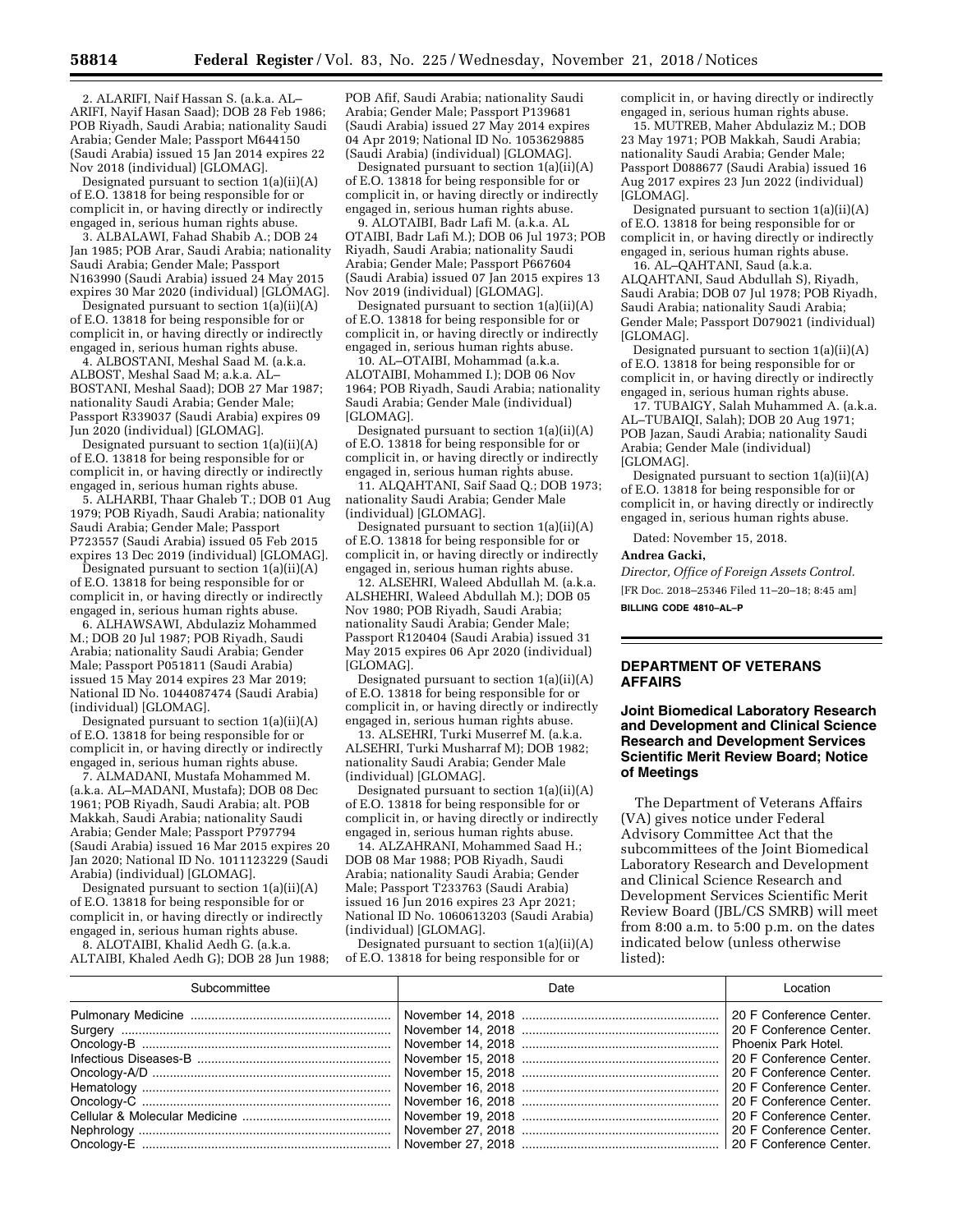2. ALARIFI, Naif Hassan S. (a.k.a. AL–ARIFI, Nayif Hasan Saad); DOB 28 Feb 1986; POB Riyadh, Saudi Arabia; nationality Saudi Arabia; Gender Male; Passport M644150 (Saudi Arabia) issued 15 Jan 2014 expires 22 Nov 2018 (individual) [GLOMAG].

Designated pursuant to section 1(a)(ii)(A) of E.O. 13818 for being responsible for or complicit in, or having directly or indirectly engaged in, serious human rights abuse.

3. ALBALAWI, Fahad Shabib A.; DOB 24 Jan 1985; POB Arar, Saudi Arabia; nationality Saudi Arabia; Gender Male; Passport N163990 (Saudi Arabia) issued 24 May 2015 expires 30 Mar 2020 (individual) [GLOMAG].

Designated pursuant to section 1(a)(ii)(A) of E.O. 13818 for being responsible for or complicit in, or having directly or indirectly engaged in, serious human rights abuse.

4. ALBOSTANI, Meshal Saad M. (a.k.a. ALBOST, Meshal Saad M; a.k.a. AL–BOSTANI, Meshal Saad); DOB 27 Mar 1987; nationality Saudi Arabia; Gender Male; Passport R339037 (Saudi Arabia) expires 09 Jun 2020 (individual) [GLOMAG].

Designated pursuant to section 1(a)(ii)(A) of E.O. 13818 for being responsible for or complicit in, or having directly or indirectly engaged in, serious human rights abuse.

5. ALHARBI, Thaar Ghaleb T.; DOB 01 Aug 1979; POB Riyadh, Saudi Arabia; nationality Saudi Arabia; Gender Male; Passport P723557 (Saudi Arabia) issued 05 Feb 2015 expires 13 Dec 2019 (individual) [GLOMAG].

Designated pursuant to section 1(a)(ii)(A) of E.O. 13818 for being responsible for or complicit in, or having directly or indirectly engaged in, serious human rights abuse.

6. ALHAWSAWI, Abdulaziz Mohammed M.; DOB 20 Jul 1987; POB Riyadh, Saudi Arabia; nationality Saudi Arabia; Gender Male; Passport P051811 (Saudi Arabia) issued 15 May 2014 expires 23 Mar 2019; National ID No. 1044087474 (Saudi Arabia) (individual) [GLOMAG].

Designated pursuant to section 1(a)(ii)(A) of E.O. 13818 for being responsible for or complicit in, or having directly or indirectly engaged in, serious human rights abuse.

7. ALMADANI, Mustafa Mohammed M. (a.k.a. AL–MADANI, Mustafa); DOB 08 Dec 1961; POB Riyadh, Saudi Arabia; alt. POB Makkah, Saudi Arabia; nationality Saudi Arabia; Gender Male; Passport P797794 (Saudi Arabia) issued 16 Mar 2015 expires 20 Jan 2020; National ID No. 1011123229 (Saudi Arabia) (individual) [GLOMAG].

Designated pursuant to section 1(a)(ii)(A) of E.O. 13818 for being responsible for or complicit in, or having directly or indirectly engaged in, serious human rights abuse.

8. ALOTAIBI, Khalid Aedh G. (a.k.a. ALTAIBI, Khaled Aedh G); DOB 28 Jun 1988; POB Afif, Saudi Arabia; nationality Saudi Arabia; Gender Male; Passport P139681 (Saudi Arabia) issued 27 May 2014 expires 04 Apr 2019; National ID No. 1053629885 (Saudi Arabia) (individual) [GLOMAG].

Designated pursuant to section 1(a)(ii)(A) of E.O. 13818 for being responsible for or complicit in, or having directly or indirectly engaged in, serious human rights abuse.

9. ALOTAIBI, Badr Lafi M. (a.k.a. AL OTAIBI, Badr Lafi M.); DOB 06 Jul 1973; POB Riyadh, Saudi Arabia; nationality Saudi Arabia; Gender Male; Passport P667604 (Saudi Arabia) issued 07 Jan 2015 expires 13 Nov 2019 (individual) [GLOMAG].

Designated pursuant to section 1(a)(ii)(A) of E.O. 13818 for being responsible for or complicit in, or having directly or indirectly engaged in, serious human rights abuse.

10. AL–OTAIBI, Mohammad (a.k.a. ALOTAIBI, Mohammed I.); DOB 06 Nov 1964; POB Riyadh, Saudi Arabia; nationality Saudi Arabia; Gender Male (individual) [GLOMAG].

Designated pursuant to section 1(a)(ii)(A) of E.O. 13818 for being responsible for or complicit in, or having directly or indirectly engaged in, serious human rights abuse.

11. ALQAHTANI, Saif Saad Q.; DOB 1973; nationality Saudi Arabia; Gender Male (individual) [GLOMAG].

Designated pursuant to section 1(a)(ii)(A) of E.O. 13818 for being responsible for or complicit in, or having directly or indirectly engaged in, serious human rights abuse.

12. ALSEHRI, Waleed Abdullah M. (a.k.a. ALSHEHRI, Waleed Abdullah M.); DOB 05 Nov 1980; POB Riyadh, Saudi Arabia; nationality Saudi Arabia; Gender Male; Passport R120404 (Saudi Arabia) issued 31 May 2015 expires 06 Apr 2020 (individual) [GLOMAG].

Designated pursuant to section 1(a)(ii)(A) of E.O. 13818 for being responsible for or complicit in, or having directly or indirectly engaged in, serious human rights abuse.

13. ALSEHRI, Turki Muserref M. (a.k.a. ALSEHRI, Turki Musharraf M); DOB 1982; nationality Saudi Arabia; Gender Male (individual) [GLOMAG].

Designated pursuant to section 1(a)(ii)(A) of E.O. 13818 for being responsible for or complicit in, or having directly or indirectly engaged in, serious human rights abuse.

14. ALZAHRANI, Mohammed Saad H.; DOB 08 Mar 1988; POB Riyadh, Saudi Arabia; nationality Saudi Arabia; Gender Male; Passport T233763 (Saudi Arabia) issued 16 Jun 2016 expires 23 Apr 2021; National ID No. 1060613203 (Saudi Arabia) (individual) [GLOMAG].

Designated pursuant to section 1(a)(ii)(A) of E.O. 13818 for being responsible for or complicit in, or having directly or indirectly engaged in, serious human rights abuse.

15. MUTREB, Maher Abdulaziz M.; DOB 23 May 1971; POB Makkah, Saudi Arabia; nationality Saudi Arabia; Gender Male; Passport D088677 (Saudi Arabia) issued 16 Aug 2017 expires 23 Jun 2022 (individual) [GLOMAG].

Designated pursuant to section 1(a)(ii)(A) of E.O. 13818 for being responsible for or complicit in, or having directly or indirectly engaged in, serious human rights abuse.

16. AL–QAHTANI, Saud (a.k.a. ALQAHTANI, Saud Abdullah S), Riyadh, Saudi Arabia; DOB 07 Jul 1978; POB Riyadh, Saudi Arabia; nationality Saudi Arabia; Gender Male; Passport D079021 (individual) [GLOMAG].

Designated pursuant to section 1(a)(ii)(A) of E.O. 13818 for being responsible for or complicit in, or having directly or indirectly engaged in, serious human rights abuse.

17. TUBAIGY, Salah Muhammed A. (a.k.a. AL–TUBAIQI, Salah); DOB 20 Aug 1971; POB Jazan, Saudi Arabia; nationality Saudi Arabia; Gender Male (individual) [GLOMAG].

Designated pursuant to section 1(a)(ii)(A) of E.O. 13818 for being responsible for or complicit in, or having directly or indirectly engaged in, serious human rights abuse.

Dated: November 15, 2018.

**Andrea Gacki,**

*Director, Office of Foreign Assets Control.*

[FR Doc. 2018–25346 Filed 11–20–18; 8:45 am]

**BILLING CODE 4810–AL–P**

## DEPARTMENT OF VETERANS AFFAIRS

### Joint Biomedical Laboratory Research and Development and Clinical Science Research and Development Services Scientific Merit Review Board; Notice of Meetings

The Department of Veterans Affairs (VA) gives notice under Federal Advisory Committee Act that the subcommittees of the Joint Biomedical Laboratory Research and Development and Clinical Science Research and Development Services Scientific Merit Review Board (JBL/CS SMRB) will meet from 8:00 a.m. to 5:00 p.m. on the dates indicated below (unless otherwise listed):

| Subcommittee | Date | Location |
|---|---|---|
| Pulmonary Medicine | November 14, 2018 | 20 F Conference Center. |
| Surgery | November 14, 2018 | 20 F Conference Center. |
| Oncology-B | November 14, 2018 | Phoenix Park Hotel. |
| Infectious Diseases-B | November 15, 2018 | 20 F Conference Center. |
| Oncology-A/D | November 15, 2018 | 20 F Conference Center. |
| Hematology | November 16, 2018 | 20 F Conference Center. |
| Oncology-C | November 16, 2018 | 20 F Conference Center. |
| Cellular & Molecular Medicine | November 19, 2018 | 20 F Conference Center. |
| Nephrology | November 27, 2018 | 20 F Conference Center. |
| Oncology-E | November 27, 2018 | 20 F Conference Center. |